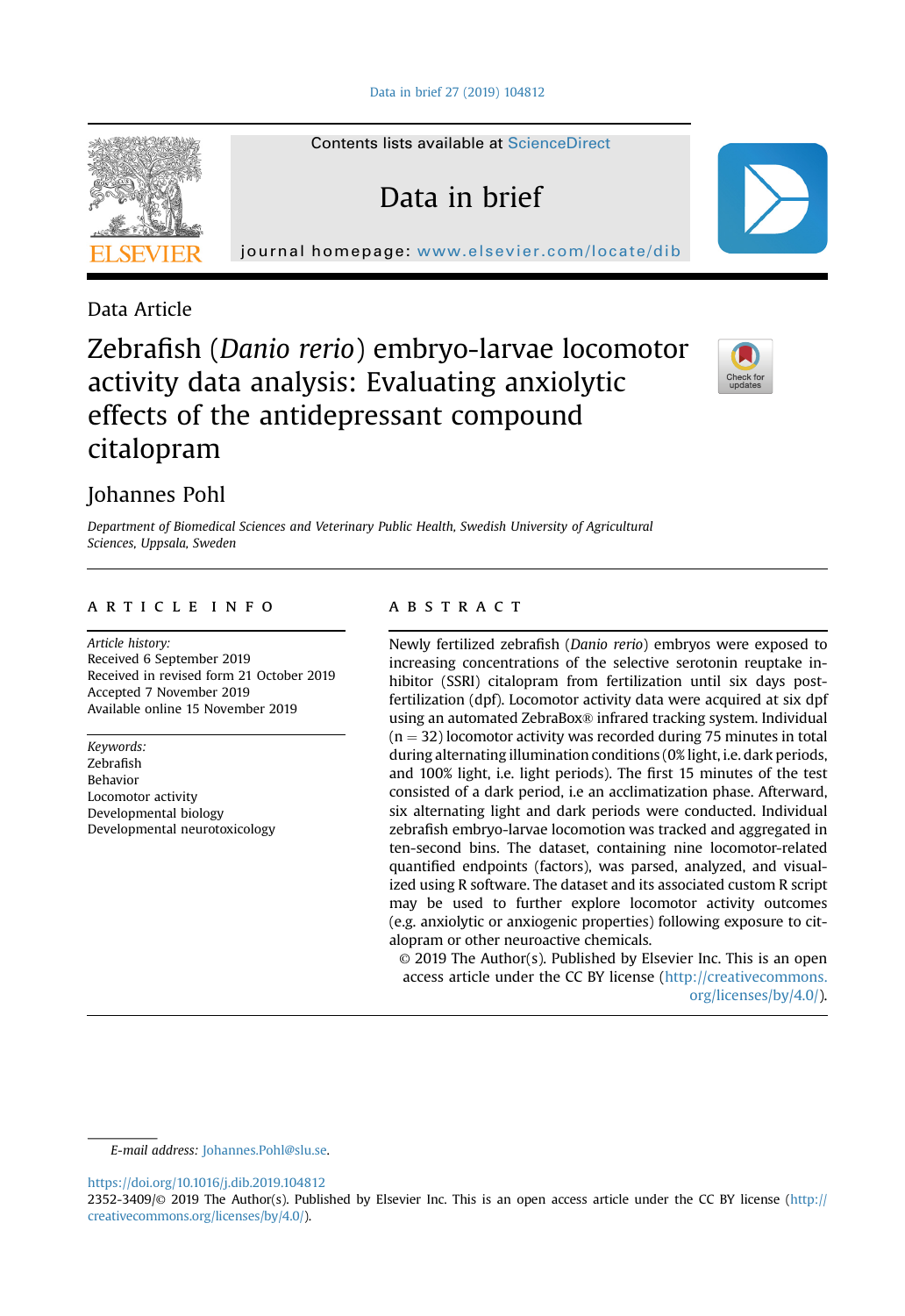Data Article

# Zebrafish (*Danio rerio*) embryo-larvae locomotor activity data analysis: Evaluating anxiolytic effects of the antidepressant compound citalopram

Johannes Pohl

*Department of Biomedical Sciences and Veterinary Public Health, Swedish University of Agricultural Sciences, Uppsala, Sweden*

## ARTICLE INFO

*Article history:*
Received 6 September 2019
Received in revised form 21 October 2019
Accepted 7 November 2019
Available online 15 November 2019

*Keywords:*
Zebrafish
Behavior
Locomotor activity
Developmental biology
Developmental neurotoxicology

## ABSTRACT

Newly fertilized zebrafish (*Danio rerio*) embryos were exposed to increasing concentrations of the selective serotonin reuptake inhibitor (SSRI) citalopram from fertilization until six days post-fertilization (dpf). Locomotor activity data were acquired at six dpf using an automated ZebraBox® infrared tracking system. Individual ($n = 32$) locomotor activity was recorded during 75 minutes in total during alternating illumination conditions (0% light, i.e. dark periods, and 100% light, i.e. light periods). The first 15 minutes of the test consisted of a dark period, i.e an acclimatization phase. Afterward, six alternating light and dark periods were conducted. Individual zebrafish embryo-larvae locomotion was tracked and aggregated in ten-second bins. The dataset, containing nine locomotor-related quantified endpoints (factors), was parsed, analyzed, and visualized using R software. The dataset and its associated custom R script may be used to further explore locomotor activity outcomes (e.g. anxiolytic or anxiogenic properties) following exposure to citalopram or other neuroactive chemicals.

© 2019 The Author(s). Published by Elsevier Inc. This is an open access article under the CC BY license (http://creativecommons.org/licenses/by/4.0/).

*E-mail address:* Johannes.Pohl@slu.se.

https://doi.org/10.1016/j.dib.2019.104812
2352-3409/© 2019 The Author(s). Published by Elsevier Inc. This is an open access article under the CC BY license (http://creativecommons.org/licenses/by/4.0/).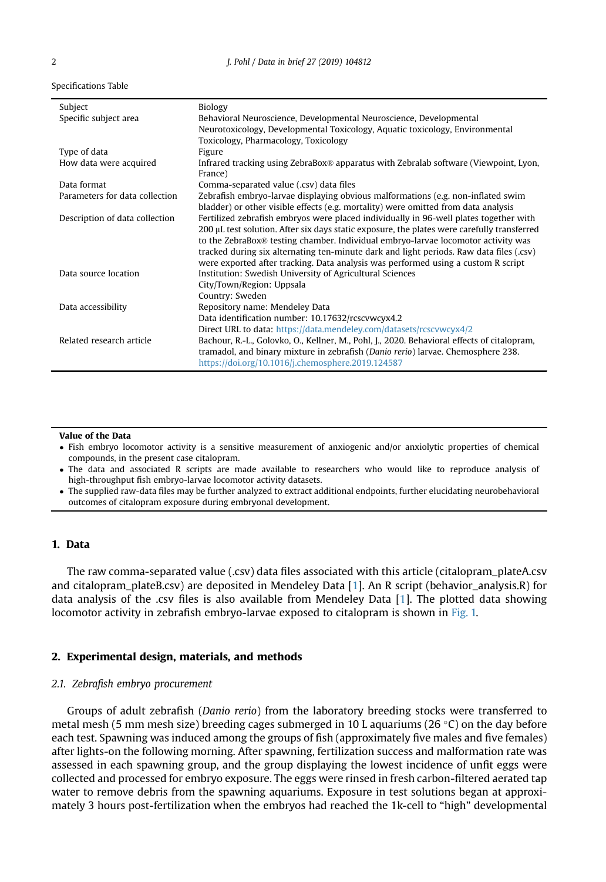Specifications Table

| | |
|---|---|
| Subject | Biology |
| Specific subject area | Behavioral Neuroscience, Developmental Neuroscience, Developmental Neurotoxicology, Developmental Toxicology, Aquatic toxicology, Environmental Toxicology, Pharmacology, Toxicology |
| Type of data | Figure |
| How data were acquired | Infrared tracking using ZebraBox® apparatus with Zebralab software (Viewpoint, Lyon, France) |
| Data format | Comma-separated value (.csv) data files |
| Parameters for data collection | Zebrafish embryo-larvae displaying obvious malformations (e.g. non-inflated swim bladder) or other visible effects (e.g. mortality) were omitted from data analysis |
| Description of data collection | Fertilized zebrafish embryos were placed individually in 96-well plates together with 200 μL test solution. After six days static exposure, the plates were carefully transferred to the ZebraBox® testing chamber. Individual embryo-larvae locomotor activity was tracked during six alternating ten-minute dark and light periods. Raw data files (.csv) were exported after tracking. Data analysis was performed using a custom R script |
| Data source location | Institution: Swedish University of Agricultural Sciences<br>City/Town/Region: Uppsala<br>Country: Sweden |
| Data accessibility | Repository name: Mendeley Data<br>Data identification number: 10.17632/rcscvwcyx4.2<br>Direct URL to data: https://data.mendeley.com/datasets/rcscvwcyx4/2 |
| Related research article | Bachour, R.-L., Golovko, O., Kellner, M., Pohl, J., 2020. Behavioral effects of citalopram, tramadol, and binary mixture in zebrafish (*Danio rerio*) larvae. Chemosphere 238. https://doi.org/10.1016/j.chemosphere.2019.124587 |

**Value of the Data**

- Fish embryo locomotor activity is a sensitive measurement of anxiogenic and/or anxiolytic properties of chemical compounds, in the present case citalopram.
- The data and associated R scripts are made available to researchers who would like to reproduce analysis of high-throughput fish embryo-larvae locomotor activity datasets.
- The supplied raw-data files may be further analyzed to extract additional endpoints, further elucidating neurobehavioral outcomes of citalopram exposure during embryonal development.

## 1. Data

The raw comma-separated value (.csv) data files associated with this article (citalopram_plateA.csv and citalopram_plateB.csv) are deposited in Mendeley Data [1]. An R script (behavior_analysis.R) for data analysis of the .csv files is also available from Mendeley Data [1]. The plotted data showing locomotor activity in zebrafish embryo-larvae exposed to citalopram is shown in Fig. 1.

## 2. Experimental design, materials, and methods

### 2.1. Zebrafish embryo procurement

Groups of adult zebrafish (*Danio rerio*) from the laboratory breeding stocks were transferred to metal mesh (5 mm mesh size) breeding cages submerged in 10 L aquariums (26 °C) on the day before each test. Spawning was induced among the groups of fish (approximately five males and five females) after lights-on the following morning. After spawning, fertilization success and malformation rate was assessed in each spawning group, and the group displaying the lowest incidence of unfit eggs were collected and processed for embryo exposure. The eggs were rinsed in fresh carbon-filtered aerated tap water to remove debris from the spawning aquariums. Exposure in test solutions began at approximately 3 hours post-fertilization when the embryos had reached the 1k-cell to "high" developmental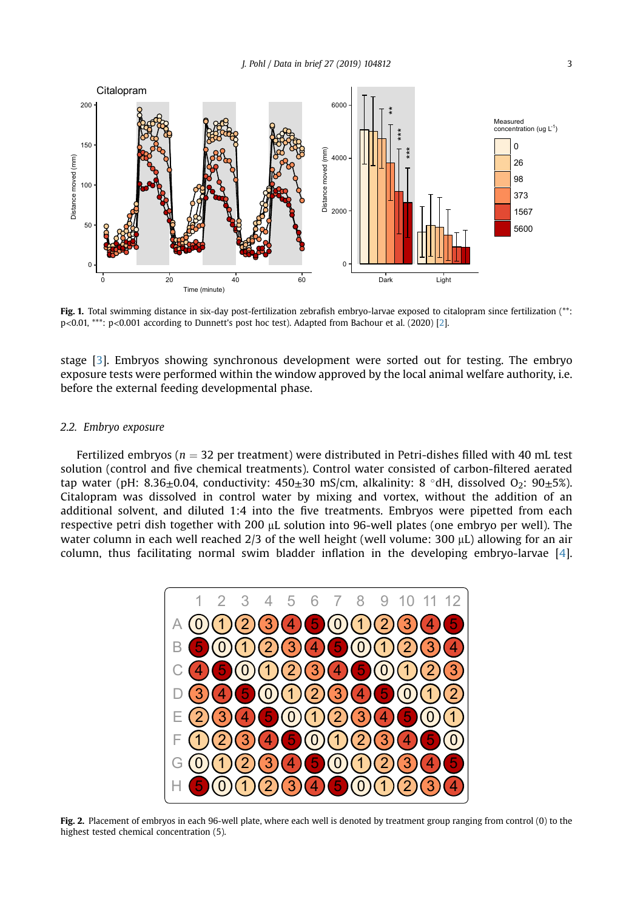**Fig. 1.** Total swimming distance in six-day post-fertilization zebrafish embryo-larvae exposed to citalopram since fertilization (**: p<0.01, ***: p<0.001 according to Dunnett's post hoc test). Adapted from Bachour et al. (2020) [2].

stage [3]. Embryos showing synchronous development were sorted out for testing. The embryo exposure tests were performed within the window approved by the local animal welfare authority, i.e. before the external feeding developmental phase.

### 2.2. Embryo exposure

Fertilized embryos ($n = 32$ per treatment) were distributed in Petri-dishes filled with 40 mL test solution (control and five chemical treatments). Control water consisted of carbon-filtered aerated tap water (pH: 8.36±0.04, conductivity: 450±30 mS/cm, alkalinity: 8 °dH, dissolved $O_2$: 90±5%). Citalopram was dissolved in control water by mixing and vortex, without the addition of an additional solvent, and diluted 1:4 into the five treatments. Embryos were pipetted from each respective petri dish together with 200 μL solution into 96-well plates (one embryo per well). The water column in each well reached 2/3 of the well height (well volume: 300 μL) allowing for an air column, thus facilitating normal swim bladder inflation in the developing embryo-larvae [4].

| | 1 | 2 | 3 | 4 | 5 | 6 | 7 | 8 | 9 | 10 | 11 | 12 |
|---|---|---|---|---|---|---|---|---|---|---|---|---|
| A | 0 | 1 | 2 | 3 | 4 | 5 | 0 | 1 | 2 | 3 | 4 | 5 |
| B | 5 | 0 | 1 | 2 | 3 | 4 | 5 | 0 | 1 | 2 | 3 | 4 |
| C | 4 | 5 | 0 | 1 | 2 | 3 | 4 | 5 | 0 | 1 | 2 | 3 |
| D | 3 | 4 | 5 | 0 | 1 | 2 | 3 | 4 | 5 | 0 | 1 | 2 |
| E | 2 | 3 | 4 | 5 | 0 | 1 | 2 | 3 | 4 | 5 | 0 | 1 |
| F | 1 | 2 | 3 | 4 | 5 | 0 | 1 | 2 | 3 | 4 | 5 | 0 |
| G | 0 | 1 | 2 | 3 | 4 | 5 | 0 | 1 | 2 | 3 | 4 | 5 |
| H | 5 | 0 | 1 | 2 | 3 | 4 | 5 | 0 | 1 | 2 | 3 | 4 |

**Fig. 2.** Placement of embryos in each 96-well plate, where each well is denoted by treatment group ranging from control (0) to the highest tested chemical concentration (5).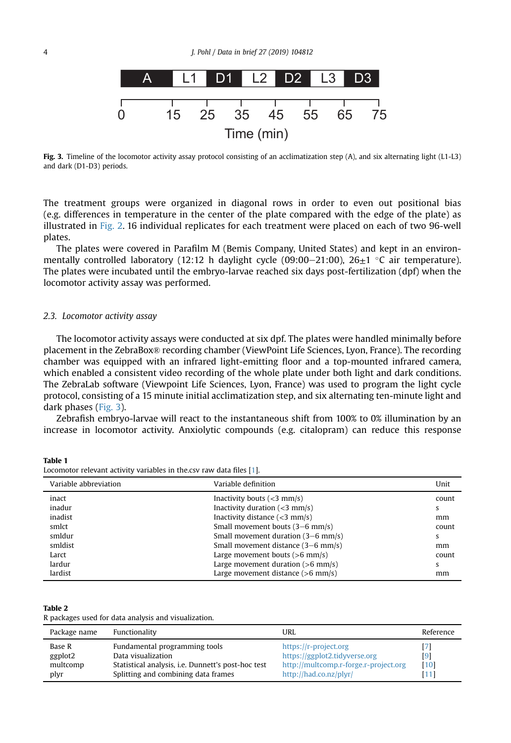Fig. 3. Timeline of the locomotor activity assay protocol consisting of an acclimatization step (A), and six alternating light (L1-L3) and dark (D1-D3) periods.

The treatment groups were organized in diagonal rows in order to even out positional bias (e.g. differences in temperature in the center of the plate compared with the edge of the plate) as illustrated in Fig. 2. 16 individual replicates for each treatment were placed on each of two 96-well plates.

The plates were covered in Parafilm M (Bemis Company, United States) and kept in an environmentally controlled laboratory (12:12 h daylight cycle (09:00–21:00), 26±1 °C air temperature). The plates were incubated until the embryo-larvae reached six days post-fertilization (dpf) when the locomotor activity assay was performed.

### 2.3. Locomotor activity assay

The locomotor activity assays were conducted at six dpf. The plates were handled minimally before placement in the ZebraBox® recording chamber (ViewPoint Life Sciences, Lyon, France). The recording chamber was equipped with an infrared light-emitting floor and a top-mounted infrared camera, which enabled a consistent video recording of the whole plate under both light and dark conditions. The ZebraLab software (Viewpoint Life Sciences, Lyon, France) was used to program the light cycle protocol, consisting of a 15 minute initial acclimatization step, and six alternating ten-minute light and dark phases (Fig. 3).

Zebrafish embryo-larvae will react to the instantaneous shift from 100% to 0% illumination by an increase in locomotor activity. Anxiolytic compounds (e.g. citalopram) can reduce this response

**Table 1**
Locomotor relevant activity variables in the.csv raw data files [1].

| Variable abbreviation | Variable definition | Unit |
|---|---|---|
| inact | Inactivity bouts (<3 mm/s) | count |
| inadur | Inactivity duration (<3 mm/s) | s |
| inadist | Inactivity distance (<3 mm/s) | mm |
| smlct | Small movement bouts (3–6 mm/s) | count |
| smldur | Small movement duration (3–6 mm/s) | s |
| smldist | Small movement distance (3–6 mm/s) | mm |
| Larct | Large movement bouts (>6 mm/s) | count |
| lardur | Large movement duration (>6 mm/s) | s |
| lardist | Large movement distance (>6 mm/s) | mm |

**Table 2**
R packages used for data analysis and visualization.

| Package name | Functionality | URL | Reference |
|---|---|---|---|
| Base R | Fundamental programming tools | https://r-project.org | [7] |
| ggplot2 | Data visualization | https://ggplot2.tidyverse.org | [9] |
| multcomp | Statistical analysis, i.e. Dunnett's post-hoc test | http://multcomp.r-forge.r-project.org | [10] |
| plyr | Splitting and combining data frames | http://had.co.nz/plyr/ | [11] |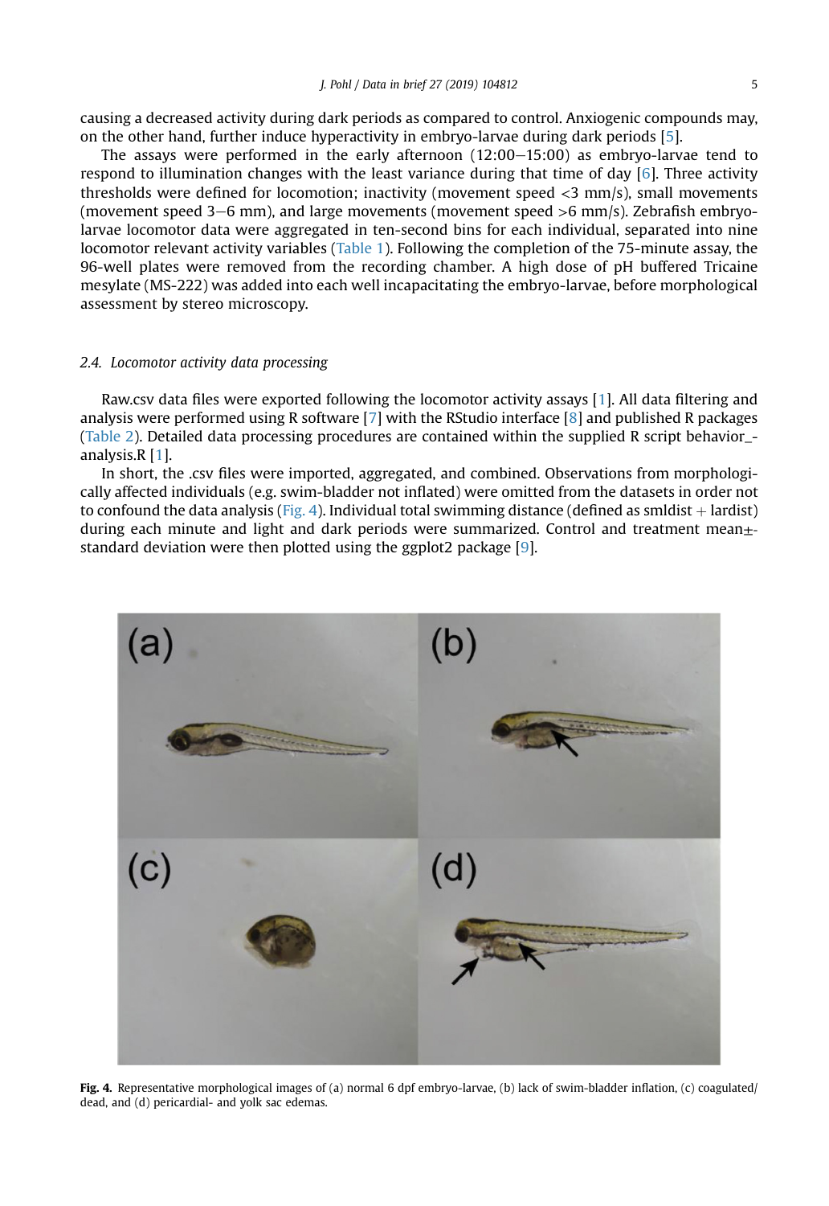causing a decreased activity during dark periods as compared to control. Anxiogenic compounds may, on the other hand, further induce hyperactivity in embryo-larvae during dark periods [5].

The assays were performed in the early afternoon (12:00–15:00) as embryo-larvae tend to respond to illumination changes with the least variance during that time of day [6]. Three activity thresholds were defined for locomotion; inactivity (movement speed <3 mm/s), small movements (movement speed 3–6 mm), and large movements (movement speed >6 mm/s). Zebrafish embryo-larvae locomotor data were aggregated in ten-second bins for each individual, separated into nine locomotor relevant activity variables (Table 1). Following the completion of the 75-minute assay, the 96-well plates were removed from the recording chamber. A high dose of pH buffered Tricaine mesylate (MS-222) was added into each well incapacitating the embryo-larvae, before morphological assessment by stereo microscopy.

### *2.4. Locomotor activity data processing*

Raw.csv data files were exported following the locomotor activity assays [1]. All data filtering and analysis were performed using R software [7] with the RStudio interface [8] and published R packages (Table 2). Detailed data processing procedures are contained within the supplied R script behavior_analysis.R [1].

In short, the .csv files were imported, aggregated, and combined. Observations from morphologically affected individuals (e.g. swim-bladder not inflated) were omitted from the datasets in order not to confound the data analysis (Fig. 4). Individual total swimming distance (defined as smldist + lardist) during each minute and light and dark periods were summarized. Control and treatment mean±standard deviation were then plotted using the ggplot2 package [9].

**Fig. 4.** Representative morphological images of (a) normal 6 dpf embryo-larvae, (b) lack of swim-bladder inflation, (c) coagulated/dead, and (d) pericardial- and yolk sac edemas.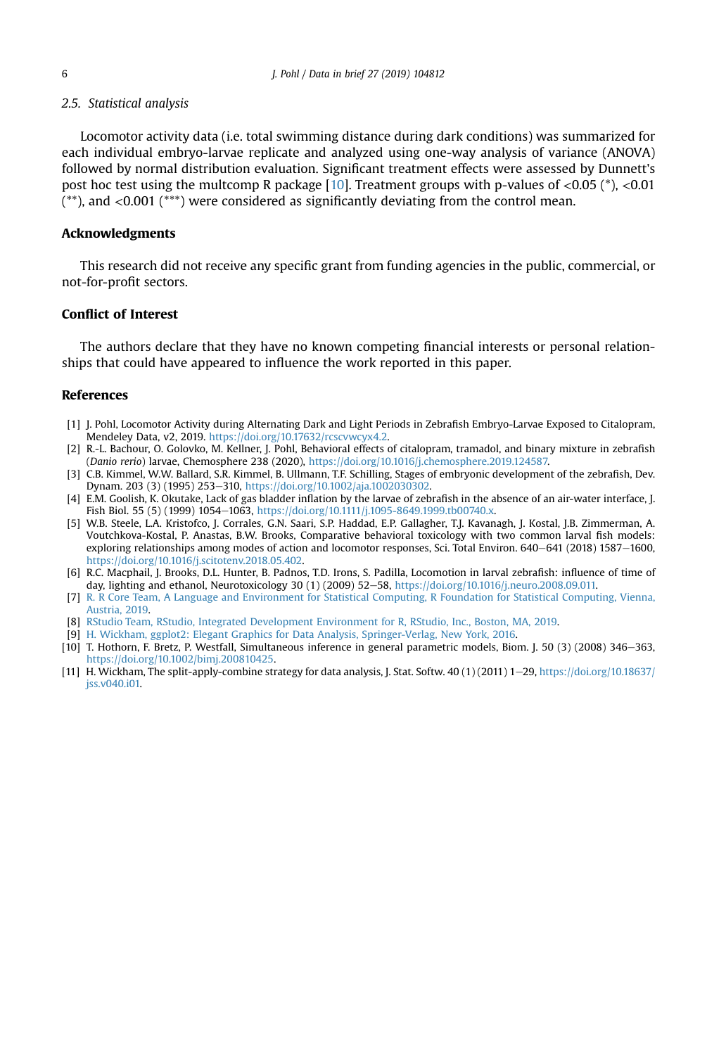### 2.5. Statistical analysis

Locomotor activity data (i.e. total swimming distance during dark conditions) was summarized for each individual embryo-larvae replicate and analyzed using one-way analysis of variance (ANOVA) followed by normal distribution evaluation. Significant treatment effects were assessed by Dunnett's post hoc test using the multcomp R package [10]. Treatment groups with p-values of <0.05 (*), <0.01 (**), and <0.001 (***) were considered as significantly deviating from the control mean.

## Acknowledgments

This research did not receive any specific grant from funding agencies in the public, commercial, or not-for-profit sectors.

## Conflict of Interest

The authors declare that they have no known competing financial interests or personal relationships that could have appeared to influence the work reported in this paper.

## References

[1] J. Pohl, Locomotor Activity during Alternating Dark and Light Periods in Zebrafish Embryo-Larvae Exposed to Citalopram, Mendeley Data, v2, 2019. https://doi.org/10.17632/rcscvwcyx4.2.

[2] R.-L. Bachour, O. Golovko, M. Kellner, J. Pohl, Behavioral effects of citalopram, tramadol, and binary mixture in zebrafish (*Danio rerio*) larvae, Chemosphere 238 (2020), https://doi.org/10.1016/j.chemosphere.2019.124587.

[3] C.B. Kimmel, W.W. Ballard, S.R. Kimmel, B. Ullmann, T.F. Schilling, Stages of embryonic development of the zebrafish, Dev. Dynam. 203 (3) (1995) 253–310, https://doi.org/10.1002/aja.1002030302.

[4] E.M. Goolish, K. Okutake, Lack of gas bladder inflation by the larvae of zebrafish in the absence of an air-water interface, J. Fish Biol. 55 (5) (1999) 1054–1063, https://doi.org/10.1111/j.1095-8649.1999.tb00740.x.

[5] W.B. Steele, L.A. Kristofco, J. Corrales, G.N. Saari, S.P. Haddad, E.P. Gallagher, T.J. Kavanagh, J. Kostal, J.B. Zimmerman, A. Voutchkova-Kostal, P. Anastas, B.W. Brooks, Comparative behavioral toxicology with two common larval fish models: exploring relationships among modes of action and locomotor responses, Sci. Total Environ. 640–641 (2018) 1587–1600, https://doi.org/10.1016/j.scitotenv.2018.05.402.

[6] R.C. Macphail, J. Brooks, D.L. Hunter, B. Padnos, T.D. Irons, S. Padilla, Locomotion in larval zebrafish: influence of time of day, lighting and ethanol, Neurotoxicology 30 (1) (2009) 52–58, https://doi.org/10.1016/j.neuro.2008.09.011.

[7] R. R Core Team, A Language and Environment for Statistical Computing, R Foundation for Statistical Computing, Vienna, Austria, 2019.

[8] RStudio Team, RStudio, Integrated Development Environment for R, RStudio, Inc., Boston, MA, 2019.

[9] H. Wickham, ggplot2: Elegant Graphics for Data Analysis, Springer-Verlag, New York, 2016.

[10] T. Hothorn, F. Bretz, P. Westfall, Simultaneous inference in general parametric models, Biom. J. 50 (3) (2008) 346–363, https://doi.org/10.1002/bimj.200810425.

[11] H. Wickham, The split-apply-combine strategy for data analysis, J. Stat. Softw. 40 (1) (2011) 1–29, https://doi.org/10.18637/jss.v040.i01.